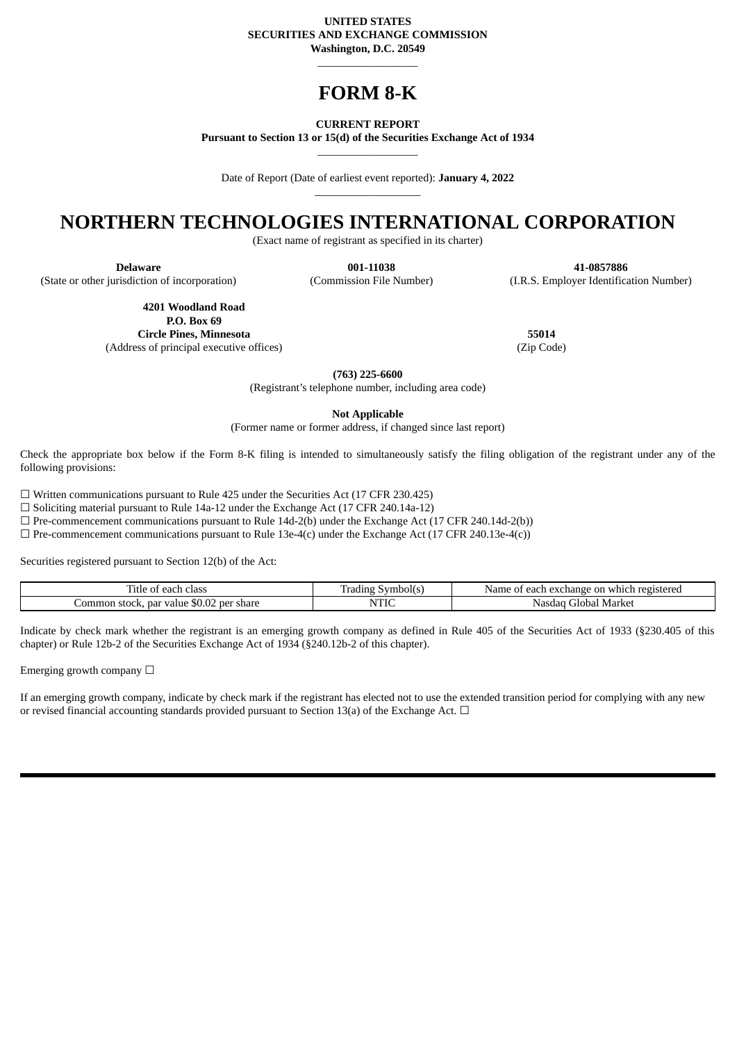**UNITED STATES**
**SECURITIES AND EXCHANGE COMMISSION**
**Washington, D.C. 20549**

---

# FORM 8-K

**CURRENT REPORT**
**Pursuant to Section 13 or 15(d) of the Securities Exchange Act of 1934**

---

Date of Report (Date of earliest event reported): **January 4, 2022**

---

# NORTHERN TECHNOLOGIES INTERNATIONAL CORPORATION

(Exact name of registrant as specified in its charter)

| **Delaware** | **001-11038** | **41-0857886** |
|---|---|---|
| (State or other jurisdiction of incorporation) | (Commission File Number) | (I.R.S. Employer Identification Number) |

| **4201 Woodland Road**<br>**P.O. Box 69**<br>**Circle Pines, Minnesota** | **55014** |
|---|---|
| (Address of principal executive offices) | (Zip Code) |

**(763) 225-6600**
(Registrant's telephone number, including area code)

**Not Applicable**
(Former name or former address, if changed since last report)

Check the appropriate box below if the Form 8-K filing is intended to simultaneously satisfy the filing obligation of the registrant under any of the following provisions:

☐ Written communications pursuant to Rule 425 under the Securities Act (17 CFR 230.425)
☐ Soliciting material pursuant to Rule 14a-12 under the Exchange Act (17 CFR 240.14a-12)
☐ Pre-commencement communications pursuant to Rule 14d-2(b) under the Exchange Act (17 CFR 240.14d-2(b))
☐ Pre-commencement communications pursuant to Rule 13e-4(c) under the Exchange Act (17 CFR 240.13e-4(c))

Securities registered pursuant to Section 12(b) of the Act:

| Title of each class | Trading Symbol(s) | Name of each exchange on which registered |
|---|---|---|
| Common stock, par value $0.02 per share | NTIC | Nasdaq Global Market |

Indicate by check mark whether the registrant is an emerging growth company as defined in Rule 405 of the Securities Act of 1933 (§230.405 of this chapter) or Rule 12b-2 of the Securities Exchange Act of 1934 (§240.12b-2 of this chapter).

Emerging growth company ☐

If an emerging growth company, indicate by check mark if the registrant has elected not to use the extended transition period for complying with any new or revised financial accounting standards provided pursuant to Section 13(a) of the Exchange Act. ☐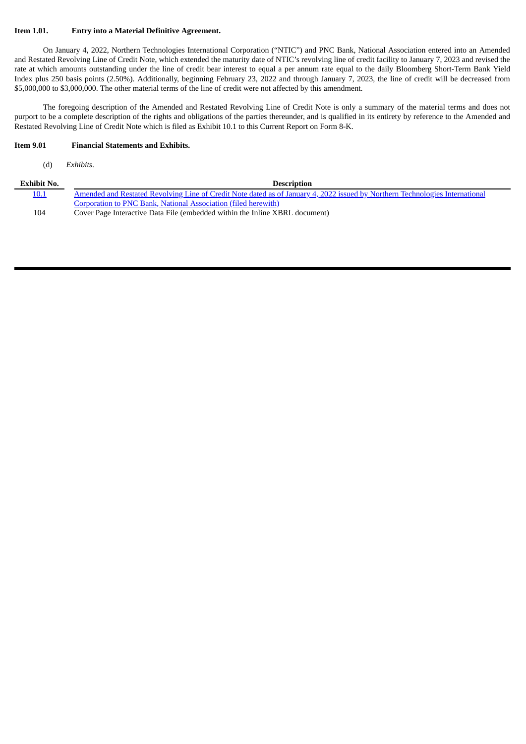**Item 1.01. Entry into a Material Definitive Agreement.**

On January 4, 2022, Northern Technologies International Corporation ("NTIC") and PNC Bank, National Association entered into an Amended and Restated Revolving Line of Credit Note, which extended the maturity date of NTIC's revolving line of credit facility to January 7, 2023 and revised the rate at which amounts outstanding under the line of credit bear interest to equal a per annum rate equal to the daily Bloomberg Short-Term Bank Yield Index plus 250 basis points (2.50%). Additionally, beginning February 23, 2022 and through January 7, 2023, the line of credit will be decreased from $5,000,000 to $3,000,000. The other material terms of the line of credit were not affected by this amendment.

The foregoing description of the Amended and Restated Revolving Line of Credit Note is only a summary of the material terms and does not purport to be a complete description of the rights and obligations of the parties thereunder, and is qualified in its entirety by reference to the Amended and Restated Revolving Line of Credit Note which is filed as Exhibit 10.1 to this Current Report on Form 8-K.

**Item 9.01 Financial Statements and Exhibits.**

(d) *Exhibits*.

| Exhibit No. | Description |
|---|---|
| 10.1 | Amended and Restated Revolving Line of Credit Note dated as of January 4, 2022 issued by Northern Technologies International Corporation to PNC Bank, National Association (filed herewith) |
| 104 | Cover Page Interactive Data File (embedded within the Inline XBRL document) |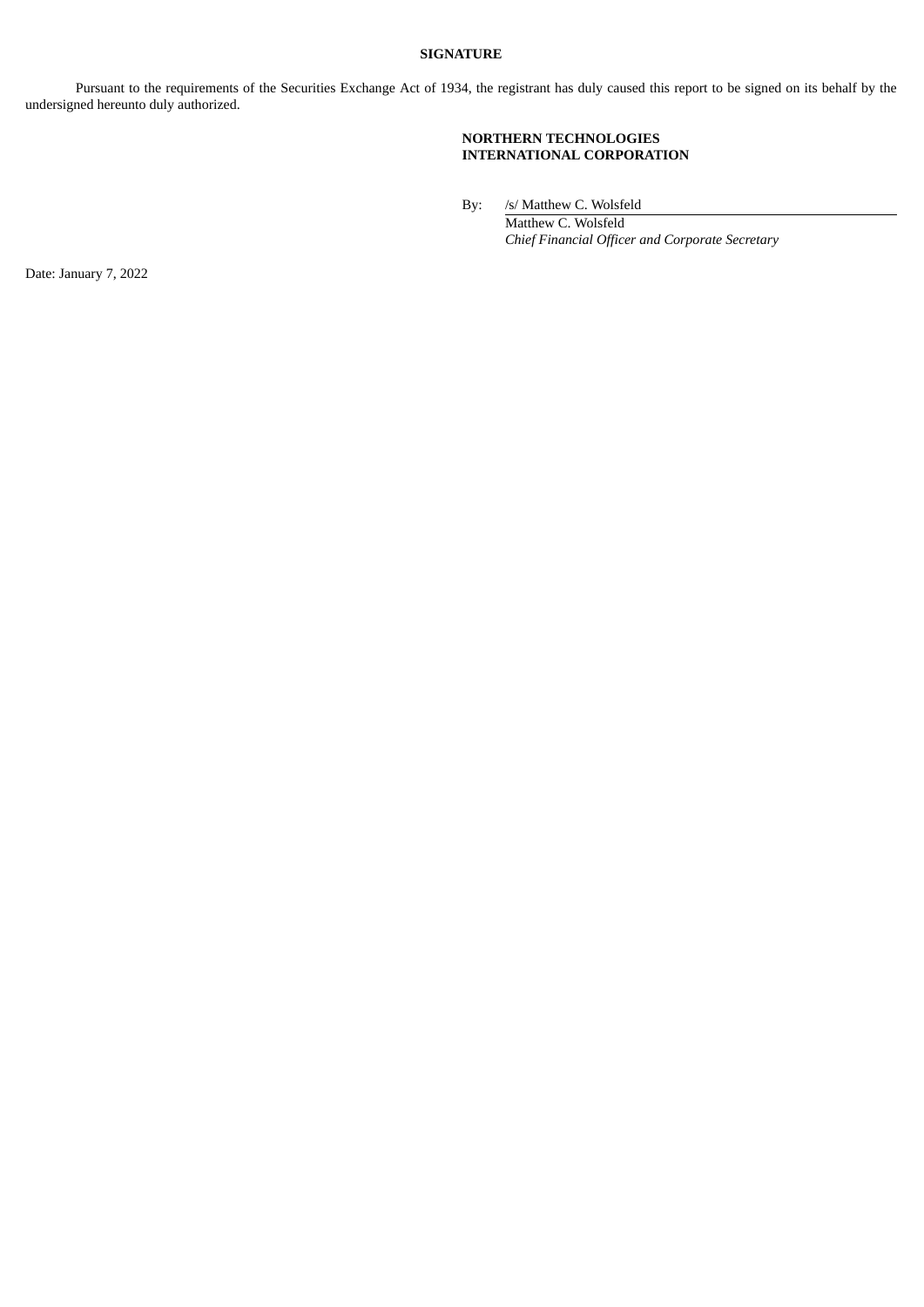## SIGNATURE

Pursuant to the requirements of the Securities Exchange Act of 1934, the registrant has duly caused this report to be signed on its behalf by the undersigned hereunto duly authorized.

**NORTHERN TECHNOLOGIES INTERNATIONAL CORPORATION**

By: /s/ Matthew C. Wolsfeld
Matthew C. Wolsfeld
*Chief Financial Officer and Corporate Secretary*

Date: January 7, 2022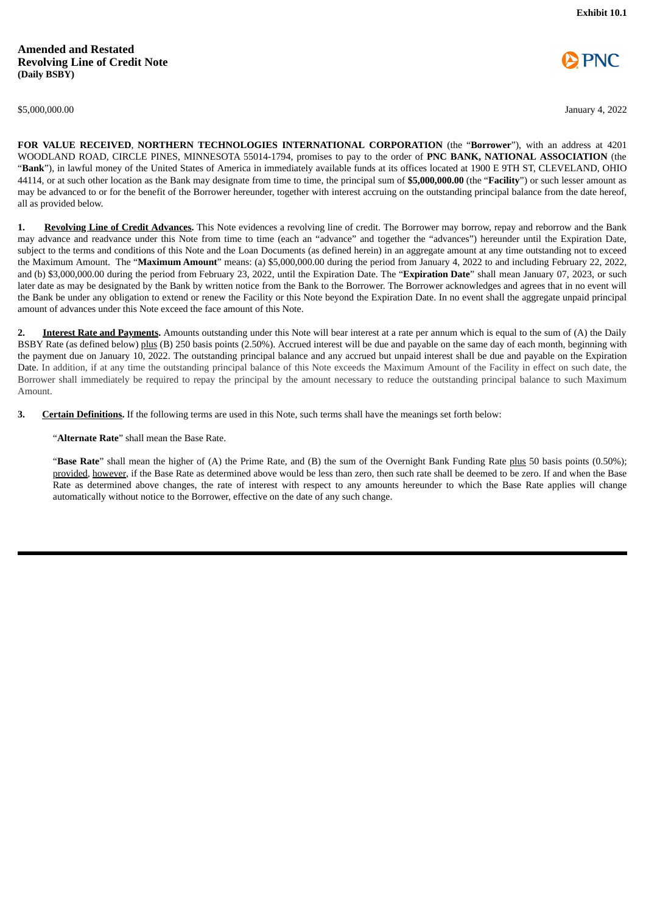Exhibit 10.1

**Amended and Restated**
**Revolving Line of Credit Note**
**(Daily BSBY)**

PNC

$5,000,000.00 January 4, 2022

**FOR VALUE RECEIVED**, **NORTHERN TECHNOLOGIES INTERNATIONAL CORPORATION** (the "**Borrower**"), with an address at 4201 WOODLAND ROAD, CIRCLE PINES, MINNESOTA 55014-1794, promises to pay to the order of **PNC BANK, NATIONAL ASSOCIATION** (the "**Bank**"), in lawful money of the United States of America in immediately available funds at its offices located at 1900 E 9TH ST, CLEVELAND, OHIO 44114, or at such other location as the Bank may designate from time to time, the principal sum of **$5,000,000.00** (the "**Facility**") or such lesser amount as may be advanced to or for the benefit of the Borrower hereunder, together with interest accruing on the outstanding principal balance from the date hereof, all as provided below.

**1. Revolving Line of Credit Advances.** This Note evidences a revolving line of credit. The Borrower may borrow, repay and reborrow and the Bank may advance and readvance under this Note from time to time (each an "advance" and together the "advances") hereunder until the Expiration Date, subject to the terms and conditions of this Note and the Loan Documents (as defined herein) in an aggregate amount at any time outstanding not to exceed the Maximum Amount. The "**Maximum Amount**" means: (a) $5,000,000.00 during the period from January 4, 2022 to and including February 22, 2022, and (b) $3,000,000.00 during the period from February 23, 2022, until the Expiration Date. The "**Expiration Date**" shall mean January 07, 2023, or such later date as may be designated by the Bank by written notice from the Bank to the Borrower. The Borrower acknowledges and agrees that in no event will the Bank be under any obligation to extend or renew the Facility or this Note beyond the Expiration Date. In no event shall the aggregate unpaid principal amount of advances under this Note exceed the face amount of this Note.

**2. Interest Rate and Payments.** Amounts outstanding under this Note will bear interest at a rate per annum which is equal to the sum of (A) the Daily BSBY Rate (as defined below) plus (B) 250 basis points (2.50%). Accrued interest will be due and payable on the same day of each month, beginning with the payment due on January 10, 2022. The outstanding principal balance and any accrued but unpaid interest shall be due and payable on the Expiration Date. In addition, if at any time the outstanding principal balance of this Note exceeds the Maximum Amount of the Facility in effect on such date, the Borrower shall immediately be required to repay the principal by the amount necessary to reduce the outstanding principal balance to such Maximum Amount.

**3. Certain Definitions.** If the following terms are used in this Note, such terms shall have the meanings set forth below:

"**Alternate Rate**" shall mean the Base Rate.

"**Base Rate**" shall mean the higher of (A) the Prime Rate, and (B) the sum of the Overnight Bank Funding Rate plus 50 basis points (0.50%); provided, however, if the Base Rate as determined above would be less than zero, then such rate shall be deemed to be zero. If and when the Base Rate as determined above changes, the rate of interest with respect to any amounts hereunder to which the Base Rate applies will change automatically without notice to the Borrower, effective on the date of any such change.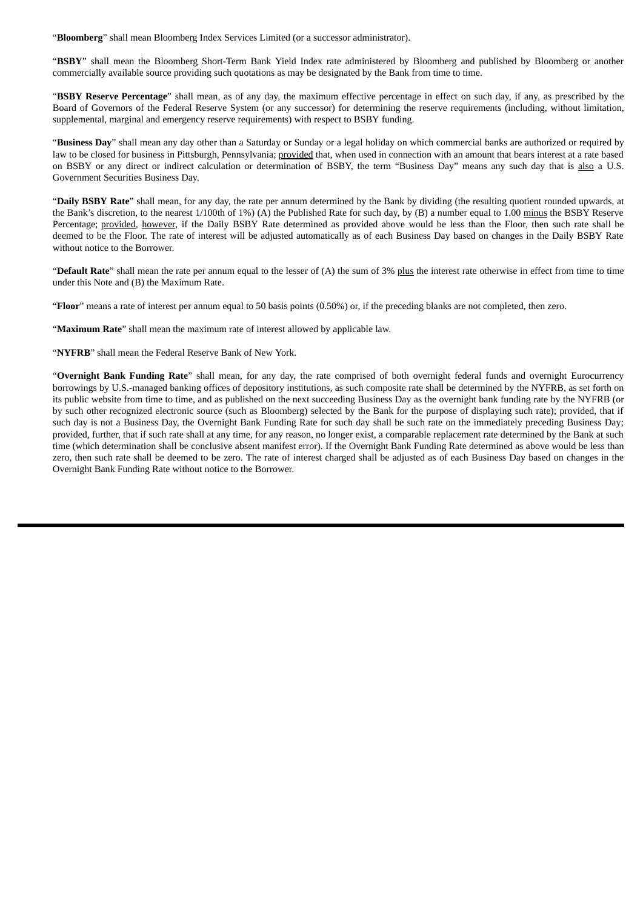"**Bloomberg**" shall mean Bloomberg Index Services Limited (or a successor administrator).

"**BSBY**" shall mean the Bloomberg Short-Term Bank Yield Index rate administered by Bloomberg and published by Bloomberg or another commercially available source providing such quotations as may be designated by the Bank from time to time.

"**BSBY Reserve Percentage**" shall mean, as of any day, the maximum effective percentage in effect on such day, if any, as prescribed by the Board of Governors of the Federal Reserve System (or any successor) for determining the reserve requirements (including, without limitation, supplemental, marginal and emergency reserve requirements) with respect to BSBY funding.

"**Business Day**" shall mean any day other than a Saturday or Sunday or a legal holiday on which commercial banks are authorized or required by law to be closed for business in Pittsburgh, Pennsylvania; provided that, when used in connection with an amount that bears interest at a rate based on BSBY or any direct or indirect calculation or determination of BSBY, the term "Business Day" means any such day that is also a U.S. Government Securities Business Day.

"**Daily BSBY Rate**" shall mean, for any day, the rate per annum determined by the Bank by dividing (the resulting quotient rounded upwards, at the Bank's discretion, to the nearest 1/100th of 1%) (A) the Published Rate for such day, by (B) a number equal to 1.00 minus the BSBY Reserve Percentage; provided, however, if the Daily BSBY Rate determined as provided above would be less than the Floor, then such rate shall be deemed to be the Floor. The rate of interest will be adjusted automatically as of each Business Day based on changes in the Daily BSBY Rate without notice to the Borrower.

"**Default Rate**" shall mean the rate per annum equal to the lesser of (A) the sum of 3% plus the interest rate otherwise in effect from time to time under this Note and (B) the Maximum Rate.

"**Floor**" means a rate of interest per annum equal to 50 basis points (0.50%) or, if the preceding blanks are not completed, then zero.

"**Maximum Rate**" shall mean the maximum rate of interest allowed by applicable law.

"**NYFRB**" shall mean the Federal Reserve Bank of New York.

"**Overnight Bank Funding Rate**" shall mean, for any day, the rate comprised of both overnight federal funds and overnight Eurocurrency borrowings by U.S.-managed banking offices of depository institutions, as such composite rate shall be determined by the NYFRB, as set forth on its public website from time to time, and as published on the next succeeding Business Day as the overnight bank funding rate by the NYFRB (or by such other recognized electronic source (such as Bloomberg) selected by the Bank for the purpose of displaying such rate); provided, that if such day is not a Business Day, the Overnight Bank Funding Rate for such day shall be such rate on the immediately preceding Business Day; provided, further, that if such rate shall at any time, for any reason, no longer exist, a comparable replacement rate determined by the Bank at such time (which determination shall be conclusive absent manifest error). If the Overnight Bank Funding Rate determined as above would be less than zero, then such rate shall be deemed to be zero. The rate of interest charged shall be adjusted as of each Business Day based on changes in the Overnight Bank Funding Rate without notice to the Borrower.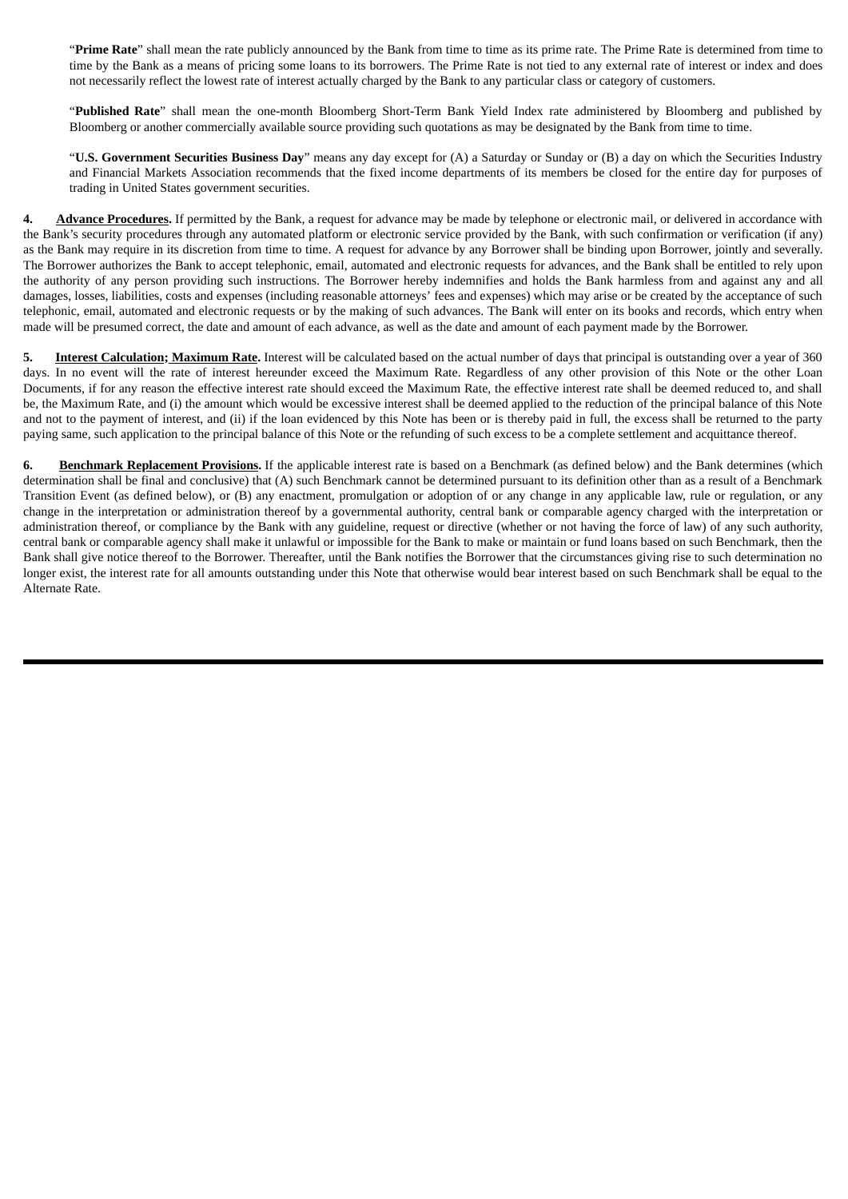"**Prime Rate**" shall mean the rate publicly announced by the Bank from time to time as its prime rate. The Prime Rate is determined from time to time by the Bank as a means of pricing some loans to its borrowers. The Prime Rate is not tied to any external rate of interest or index and does not necessarily reflect the lowest rate of interest actually charged by the Bank to any particular class or category of customers.

"**Published Rate**" shall mean the one-month Bloomberg Short-Term Bank Yield Index rate administered by Bloomberg and published by Bloomberg or another commercially available source providing such quotations as may be designated by the Bank from time to time.

"**U.S. Government Securities Business Day**" means any day except for (A) a Saturday or Sunday or (B) a day on which the Securities Industry and Financial Markets Association recommends that the fixed income departments of its members be closed for the entire day for purposes of trading in United States government securities.

**4. Advance Procedures.** If permitted by the Bank, a request for advance may be made by telephone or electronic mail, or delivered in accordance with the Bank's security procedures through any automated platform or electronic service provided by the Bank, with such confirmation or verification (if any) as the Bank may require in its discretion from time to time. A request for advance by any Borrower shall be binding upon Borrower, jointly and severally. The Borrower authorizes the Bank to accept telephonic, email, automated and electronic requests for advances, and the Bank shall be entitled to rely upon the authority of any person providing such instructions. The Borrower hereby indemnifies and holds the Bank harmless from and against any and all damages, losses, liabilities, costs and expenses (including reasonable attorneys' fees and expenses) which may arise or be created by the acceptance of such telephonic, email, automated and electronic requests or by the making of such advances. The Bank will enter on its books and records, which entry when made will be presumed correct, the date and amount of each advance, as well as the date and amount of each payment made by the Borrower.

**5. Interest Calculation; Maximum Rate.** Interest will be calculated based on the actual number of days that principal is outstanding over a year of 360 days. In no event will the rate of interest hereunder exceed the Maximum Rate. Regardless of any other provision of this Note or the other Loan Documents, if for any reason the effective interest rate should exceed the Maximum Rate, the effective interest rate shall be deemed reduced to, and shall be, the Maximum Rate, and (i) the amount which would be excessive interest shall be deemed applied to the reduction of the principal balance of this Note and not to the payment of interest, and (ii) if the loan evidenced by this Note has been or is thereby paid in full, the excess shall be returned to the party paying same, such application to the principal balance of this Note or the refunding of such excess to be a complete settlement and acquittance thereof.

**6. Benchmark Replacement Provisions.** If the applicable interest rate is based on a Benchmark (as defined below) and the Bank determines (which determination shall be final and conclusive) that (A) such Benchmark cannot be determined pursuant to its definition other than as a result of a Benchmark Transition Event (as defined below), or (B) any enactment, promulgation or adoption of or any change in any applicable law, rule or regulation, or any change in the interpretation or administration thereof by a governmental authority, central bank or comparable agency charged with the interpretation or administration thereof, or compliance by the Bank with any guideline, request or directive (whether or not having the force of law) of any such authority, central bank or comparable agency shall make it unlawful or impossible for the Bank to make or maintain or fund loans based on such Benchmark, then the Bank shall give notice thereof to the Borrower. Thereafter, until the Bank notifies the Borrower that the circumstances giving rise to such determination no longer exist, the interest rate for all amounts outstanding under this Note that otherwise would bear interest based on such Benchmark shall be equal to the Alternate Rate.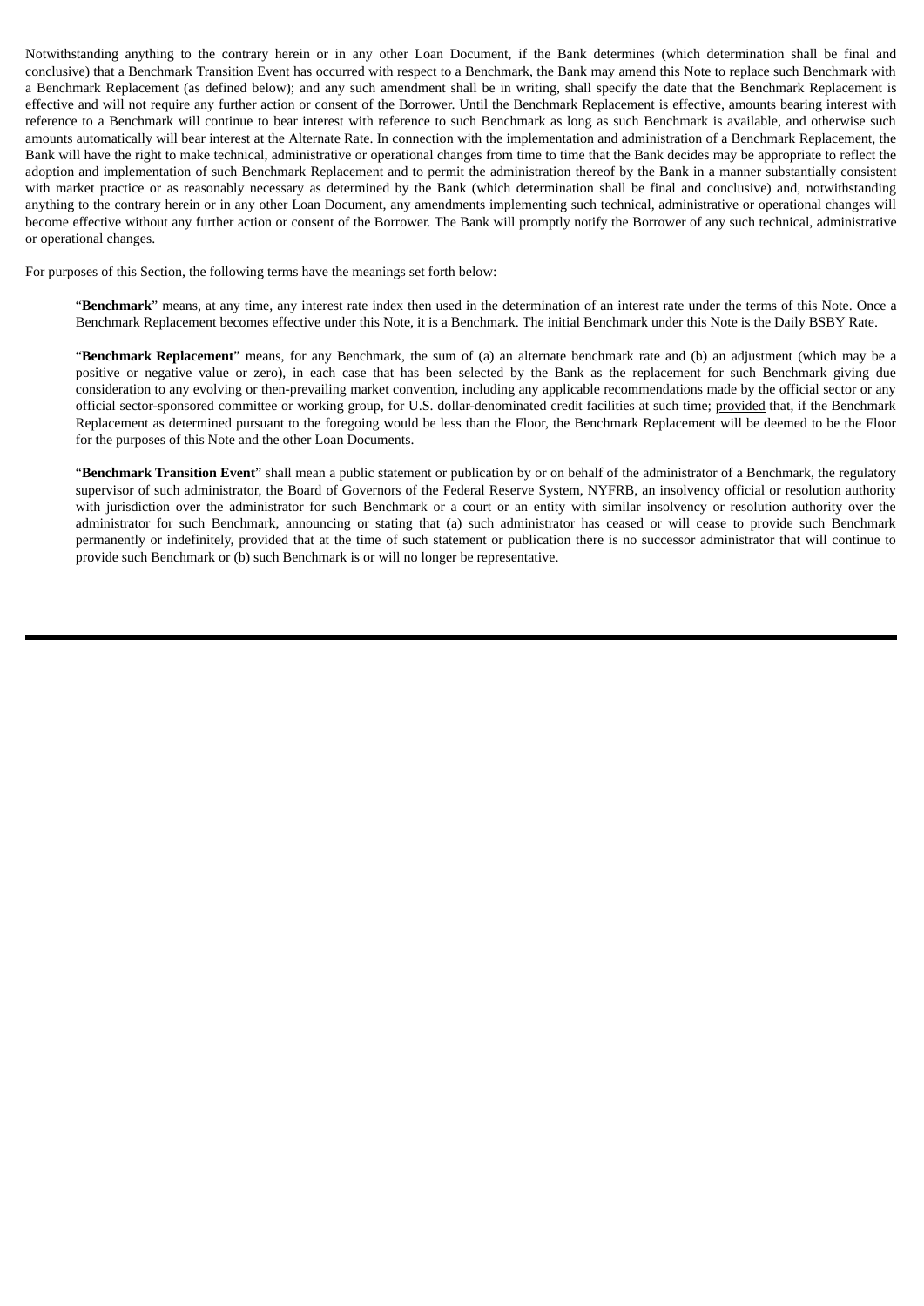Notwithstanding anything to the contrary herein or in any other Loan Document, if the Bank determines (which determination shall be final and conclusive) that a Benchmark Transition Event has occurred with respect to a Benchmark, the Bank may amend this Note to replace such Benchmark with a Benchmark Replacement (as defined below); and any such amendment shall be in writing, shall specify the date that the Benchmark Replacement is effective and will not require any further action or consent of the Borrower. Until the Benchmark Replacement is effective, amounts bearing interest with reference to a Benchmark will continue to bear interest with reference to such Benchmark as long as such Benchmark is available, and otherwise such amounts automatically will bear interest at the Alternate Rate. In connection with the implementation and administration of a Benchmark Replacement, the Bank will have the right to make technical, administrative or operational changes from time to time that the Bank decides may be appropriate to reflect the adoption and implementation of such Benchmark Replacement and to permit the administration thereof by the Bank in a manner substantially consistent with market practice or as reasonably necessary as determined by the Bank (which determination shall be final and conclusive) and, notwithstanding anything to the contrary herein or in any other Loan Document, any amendments implementing such technical, administrative or operational changes will become effective without any further action or consent of the Borrower. The Bank will promptly notify the Borrower of any such technical, administrative or operational changes.

For purposes of this Section, the following terms have the meanings set forth below:

"**Benchmark**" means, at any time, any interest rate index then used in the determination of an interest rate under the terms of this Note. Once a Benchmark Replacement becomes effective under this Note, it is a Benchmark. The initial Benchmark under this Note is the Daily BSBY Rate.

"**Benchmark Replacement**" means, for any Benchmark, the sum of (a) an alternate benchmark rate and (b) an adjustment (which may be a positive or negative value or zero), in each case that has been selected by the Bank as the replacement for such Benchmark giving due consideration to any evolving or then-prevailing market convention, including any applicable recommendations made by the official sector or any official sector-sponsored committee or working group, for U.S. dollar-denominated credit facilities at such time; provided that, if the Benchmark Replacement as determined pursuant to the foregoing would be less than the Floor, the Benchmark Replacement will be deemed to be the Floor for the purposes of this Note and the other Loan Documents.

"**Benchmark Transition Event**" shall mean a public statement or publication by or on behalf of the administrator of a Benchmark, the regulatory supervisor of such administrator, the Board of Governors of the Federal Reserve System, NYFRB, an insolvency official or resolution authority with jurisdiction over the administrator for such Benchmark or a court or an entity with similar insolvency or resolution authority over the administrator for such Benchmark, announcing or stating that (a) such administrator has ceased or will cease to provide such Benchmark permanently or indefinitely, provided that at the time of such statement or publication there is no successor administrator that will continue to provide such Benchmark or (b) such Benchmark is or will no longer be representative.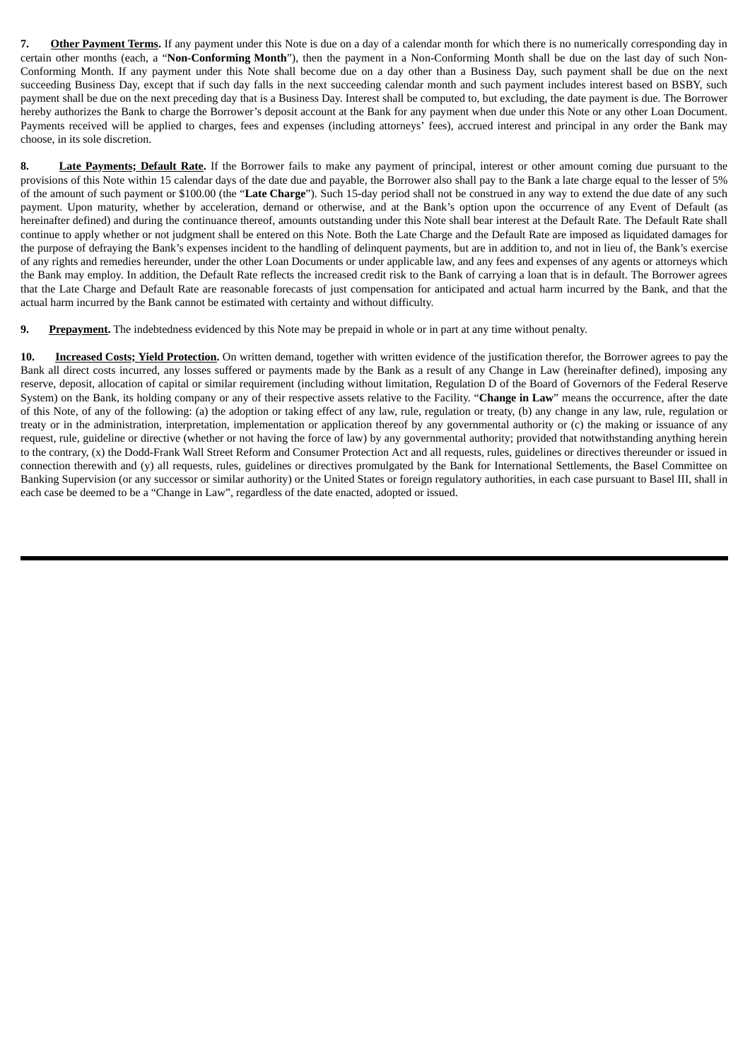**7. Other Payment Terms.** If any payment under this Note is due on a day of a calendar month for which there is no numerically corresponding day in certain other months (each, a "**Non-Conforming Month**"), then the payment in a Non-Conforming Month shall be due on the last day of such Non-Conforming Month. If any payment under this Note shall become due on a day other than a Business Day, such payment shall be due on the next succeeding Business Day, except that if such day falls in the next succeeding calendar month and such payment includes interest based on BSBY, such payment shall be due on the next preceding day that is a Business Day. Interest shall be computed to, but excluding, the date payment is due. The Borrower hereby authorizes the Bank to charge the Borrower's deposit account at the Bank for any payment when due under this Note or any other Loan Document. Payments received will be applied to charges, fees and expenses (including attorneys' fees), accrued interest and principal in any order the Bank may choose, in its sole discretion.

**8. Late Payments; Default Rate.** If the Borrower fails to make any payment of principal, interest or other amount coming due pursuant to the provisions of this Note within 15 calendar days of the date due and payable, the Borrower also shall pay to the Bank a late charge equal to the lesser of 5% of the amount of such payment or $100.00 (the "**Late Charge**"). Such 15-day period shall not be construed in any way to extend the due date of any such payment. Upon maturity, whether by acceleration, demand or otherwise, and at the Bank's option upon the occurrence of any Event of Default (as hereinafter defined) and during the continuance thereof, amounts outstanding under this Note shall bear interest at the Default Rate. The Default Rate shall continue to apply whether or not judgment shall be entered on this Note. Both the Late Charge and the Default Rate are imposed as liquidated damages for the purpose of defraying the Bank's expenses incident to the handling of delinquent payments, but are in addition to, and not in lieu of, the Bank's exercise of any rights and remedies hereunder, under the other Loan Documents or under applicable law, and any fees and expenses of any agents or attorneys which the Bank may employ. In addition, the Default Rate reflects the increased credit risk to the Bank of carrying a loan that is in default. The Borrower agrees that the Late Charge and Default Rate are reasonable forecasts of just compensation for anticipated and actual harm incurred by the Bank, and that the actual harm incurred by the Bank cannot be estimated with certainty and without difficulty.

**9. Prepayment.** The indebtedness evidenced by this Note may be prepaid in whole or in part at any time without penalty.

**10. Increased Costs; Yield Protection.** On written demand, together with written evidence of the justification therefor, the Borrower agrees to pay the Bank all direct costs incurred, any losses suffered or payments made by the Bank as a result of any Change in Law (hereinafter defined), imposing any reserve, deposit, allocation of capital or similar requirement (including without limitation, Regulation D of the Board of Governors of the Federal Reserve System) on the Bank, its holding company or any of their respective assets relative to the Facility. "**Change in Law**" means the occurrence, after the date of this Note, of any of the following: (a) the adoption or taking effect of any law, rule, regulation or treaty, (b) any change in any law, rule, regulation or treaty or in the administration, interpretation, implementation or application thereof by any governmental authority or (c) the making or issuance of any request, rule, guideline or directive (whether or not having the force of law) by any governmental authority; provided that notwithstanding anything herein to the contrary, (x) the Dodd-Frank Wall Street Reform and Consumer Protection Act and all requests, rules, guidelines or directives thereunder or issued in connection therewith and (y) all requests, rules, guidelines or directives promulgated by the Bank for International Settlements, the Basel Committee on Banking Supervision (or any successor or similar authority) or the United States or foreign regulatory authorities, in each case pursuant to Basel III, shall in each case be deemed to be a "Change in Law", regardless of the date enacted, adopted or issued.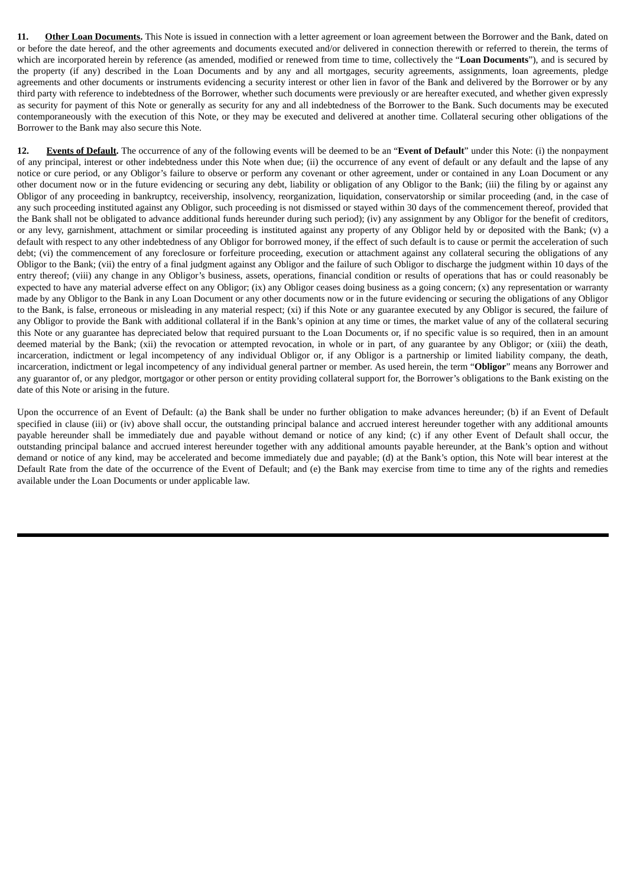**11. <u>Other Loan Documents</u>.** This Note is issued in connection with a letter agreement or loan agreement between the Borrower and the Bank, dated on or before the date hereof, and the other agreements and documents executed and/or delivered in connection therewith or referred to therein, the terms of which are incorporated herein by reference (as amended, modified or renewed from time to time, collectively the "**Loan Documents**"), and is secured by the property (if any) described in the Loan Documents and by any and all mortgages, security agreements, assignments, loan agreements, pledge agreements and other documents or instruments evidencing a security interest or other lien in favor of the Bank and delivered by the Borrower or by any third party with reference to indebtedness of the Borrower, whether such documents were previously or are hereafter executed, and whether given expressly as security for payment of this Note or generally as security for any and all indebtedness of the Borrower to the Bank. Such documents may be executed contemporaneously with the execution of this Note, or they may be executed and delivered at another time. Collateral securing other obligations of the Borrower to the Bank may also secure this Note.

**12. <u>Events of Default</u>.** The occurrence of any of the following events will be deemed to be an "**Event of Default**" under this Note: (i) the nonpayment of any principal, interest or other indebtedness under this Note when due; (ii) the occurrence of any event of default or any default and the lapse of any notice or cure period, or any Obligor's failure to observe or perform any covenant or other agreement, under or contained in any Loan Document or any other document now or in the future evidencing or securing any debt, liability or obligation of any Obligor to the Bank; (iii) the filing by or against any Obligor of any proceeding in bankruptcy, receivership, insolvency, reorganization, liquidation, conservatorship or similar proceeding (and, in the case of any such proceeding instituted against any Obligor, such proceeding is not dismissed or stayed within 30 days of the commencement thereof, provided that the Bank shall not be obligated to advance additional funds hereunder during such period); (iv) any assignment by any Obligor for the benefit of creditors, or any levy, garnishment, attachment or similar proceeding is instituted against any property of any Obligor held by or deposited with the Bank; (v) a default with respect to any other indebtedness of any Obligor for borrowed money, if the effect of such default is to cause or permit the acceleration of such debt; (vi) the commencement of any foreclosure or forfeiture proceeding, execution or attachment against any collateral securing the obligations of any Obligor to the Bank; (vii) the entry of a final judgment against any Obligor and the failure of such Obligor to discharge the judgment within 10 days of the entry thereof; (viii) any change in any Obligor's business, assets, operations, financial condition or results of operations that has or could reasonably be expected to have any material adverse effect on any Obligor; (ix) any Obligor ceases doing business as a going concern; (x) any representation or warranty made by any Obligor to the Bank in any Loan Document or any other documents now or in the future evidencing or securing the obligations of any Obligor to the Bank, is false, erroneous or misleading in any material respect; (xi) if this Note or any guarantee executed by any Obligor is secured, the failure of any Obligor to provide the Bank with additional collateral if in the Bank's opinion at any time or times, the market value of any of the collateral securing this Note or any guarantee has depreciated below that required pursuant to the Loan Documents or, if no specific value is so required, then in an amount deemed material by the Bank; (xii) the revocation or attempted revocation, in whole or in part, of any guarantee by any Obligor; or (xiii) the death, incarceration, indictment or legal incompetency of any individual Obligor or, if any Obligor is a partnership or limited liability company, the death, incarceration, indictment or legal incompetency of any individual general partner or member. As used herein, the term "**Obligor**" means any Borrower and any guarantor of, or any pledgor, mortgagor or other person or entity providing collateral support for, the Borrower's obligations to the Bank existing on the date of this Note or arising in the future.

Upon the occurrence of an Event of Default: (a) the Bank shall be under no further obligation to make advances hereunder; (b) if an Event of Default specified in clause (iii) or (iv) above shall occur, the outstanding principal balance and accrued interest hereunder together with any additional amounts payable hereunder shall be immediately due and payable without demand or notice of any kind; (c) if any other Event of Default shall occur, the outstanding principal balance and accrued interest hereunder together with any additional amounts payable hereunder, at the Bank's option and without demand or notice of any kind, may be accelerated and become immediately due and payable; (d) at the Bank's option, this Note will bear interest at the Default Rate from the date of the occurrence of the Event of Default; and (e) the Bank may exercise from time to time any of the rights and remedies available under the Loan Documents or under applicable law.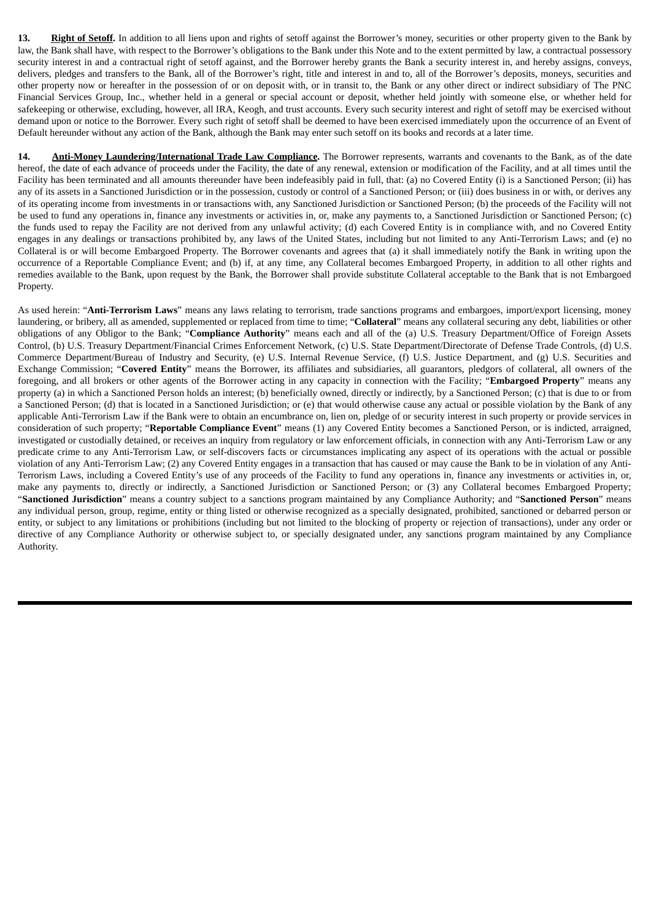**13. Right of Setoff.** In addition to all liens upon and rights of setoff against the Borrower's money, securities or other property given to the Bank by law, the Bank shall have, with respect to the Borrower's obligations to the Bank under this Note and to the extent permitted by law, a contractual possessory security interest in and a contractual right of setoff against, and the Borrower hereby grants the Bank a security interest in, and hereby assigns, conveys, delivers, pledges and transfers to the Bank, all of the Borrower's right, title and interest in and to, all of the Borrower's deposits, moneys, securities and other property now or hereafter in the possession of or on deposit with, or in transit to, the Bank or any other direct or indirect subsidiary of The PNC Financial Services Group, Inc., whether held in a general or special account or deposit, whether held jointly with someone else, or whether held for safekeeping or otherwise, excluding, however, all IRA, Keogh, and trust accounts. Every such security interest and right of setoff may be exercised without demand upon or notice to the Borrower. Every such right of setoff shall be deemed to have been exercised immediately upon the occurrence of an Event of Default hereunder without any action of the Bank, although the Bank may enter such setoff on its books and records at a later time.

**14. Anti-Money Laundering/International Trade Law Compliance.** The Borrower represents, warrants and covenants to the Bank, as of the date hereof, the date of each advance of proceeds under the Facility, the date of any renewal, extension or modification of the Facility, and at all times until the Facility has been terminated and all amounts thereunder have been indefeasibly paid in full, that: (a) no Covered Entity (i) is a Sanctioned Person; (ii) has any of its assets in a Sanctioned Jurisdiction or in the possession, custody or control of a Sanctioned Person; or (iii) does business in or with, or derives any of its operating income from investments in or transactions with, any Sanctioned Jurisdiction or Sanctioned Person; (b) the proceeds of the Facility will not be used to fund any operations in, finance any investments or activities in, or, make any payments to, a Sanctioned Jurisdiction or Sanctioned Person; (c) the funds used to repay the Facility are not derived from any unlawful activity; (d) each Covered Entity is in compliance with, and no Covered Entity engages in any dealings or transactions prohibited by, any laws of the United States, including but not limited to any Anti-Terrorism Laws; and (e) no Collateral is or will become Embargoed Property. The Borrower covenants and agrees that (a) it shall immediately notify the Bank in writing upon the occurrence of a Reportable Compliance Event; and (b) if, at any time, any Collateral becomes Embargoed Property, in addition to all other rights and remedies available to the Bank, upon request by the Bank, the Borrower shall provide substitute Collateral acceptable to the Bank that is not Embargoed Property.

As used herein: "**Anti-Terrorism Laws**" means any laws relating to terrorism, trade sanctions programs and embargoes, import/export licensing, money laundering, or bribery, all as amended, supplemented or replaced from time to time; "**Collateral**" means any collateral securing any debt, liabilities or other obligations of any Obligor to the Bank; "**Compliance Authority**" means each and all of the (a) U.S. Treasury Department/Office of Foreign Assets Control, (b) U.S. Treasury Department/Financial Crimes Enforcement Network, (c) U.S. State Department/Directorate of Defense Trade Controls, (d) U.S. Commerce Department/Bureau of Industry and Security, (e) U.S. Internal Revenue Service, (f) U.S. Justice Department, and (g) U.S. Securities and Exchange Commission; "**Covered Entity**" means the Borrower, its affiliates and subsidiaries, all guarantors, pledgors of collateral, all owners of the foregoing, and all brokers or other agents of the Borrower acting in any capacity in connection with the Facility; "**Embargoed Property**" means any property (a) in which a Sanctioned Person holds an interest; (b) beneficially owned, directly or indirectly, by a Sanctioned Person; (c) that is due to or from a Sanctioned Person; (d) that is located in a Sanctioned Jurisdiction; or (e) that would otherwise cause any actual or possible violation by the Bank of any applicable Anti-Terrorism Law if the Bank were to obtain an encumbrance on, lien on, pledge of or security interest in such property or provide services in consideration of such property; "**Reportable Compliance Event**" means (1) any Covered Entity becomes a Sanctioned Person, or is indicted, arraigned, investigated or custodially detained, or receives an inquiry from regulatory or law enforcement officials, in connection with any Anti-Terrorism Law or any predicate crime to any Anti-Terrorism Law, or self-discovers facts or circumstances implicating any aspect of its operations with the actual or possible violation of any Anti-Terrorism Law; (2) any Covered Entity engages in a transaction that has caused or may cause the Bank to be in violation of any Anti-Terrorism Laws, including a Covered Entity's use of any proceeds of the Facility to fund any operations in, finance any investments or activities in, or, make any payments to, directly or indirectly, a Sanctioned Jurisdiction or Sanctioned Person; or (3) any Collateral becomes Embargoed Property; "**Sanctioned Jurisdiction**" means a country subject to a sanctions program maintained by any Compliance Authority; and "**Sanctioned Person**" means any individual person, group, regime, entity or thing listed or otherwise recognized as a specially designated, prohibited, sanctioned or debarred person or entity, or subject to any limitations or prohibitions (including but not limited to the blocking of property or rejection of transactions), under any order or directive of any Compliance Authority or otherwise subject to, or specially designated under, any sanctions program maintained by any Compliance Authority.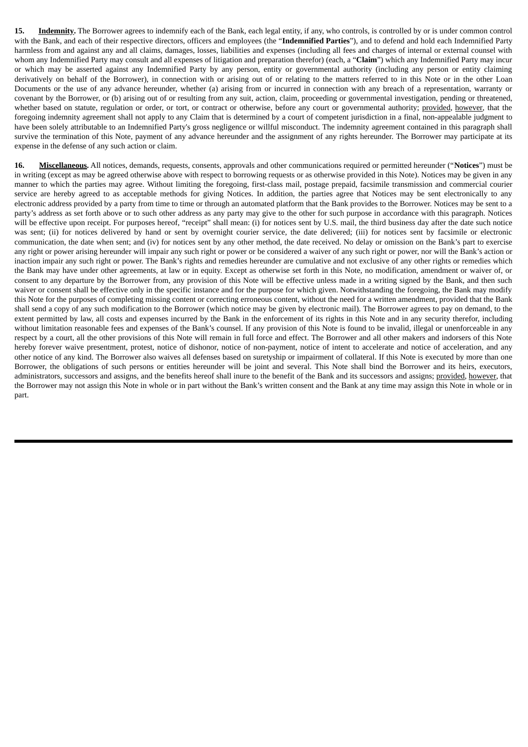**15. Indemnity.** The Borrower agrees to indemnify each of the Bank, each legal entity, if any, who controls, is controlled by or is under common control with the Bank, and each of their respective directors, officers and employees (the "**Indemnified Parties**"), and to defend and hold each Indemnified Party harmless from and against any and all claims, damages, losses, liabilities and expenses (including all fees and charges of internal or external counsel with whom any Indemnified Party may consult and all expenses of litigation and preparation therefor) (each, a "**Claim**") which any Indemnified Party may incur or which may be asserted against any Indemnified Party by any person, entity or governmental authority (including any person or entity claiming derivatively on behalf of the Borrower), in connection with or arising out of or relating to the matters referred to in this Note or in the other Loan Documents or the use of any advance hereunder, whether (a) arising from or incurred in connection with any breach of a representation, warranty or covenant by the Borrower, or (b) arising out of or resulting from any suit, action, claim, proceeding or governmental investigation, pending or threatened, whether based on statute, regulation or order, or tort, or contract or otherwise, before any court or governmental authority; provided, however, that the foregoing indemnity agreement shall not apply to any Claim that is determined by a court of competent jurisdiction in a final, non-appealable judgment to have been solely attributable to an Indemnified Party's gross negligence or willful misconduct. The indemnity agreement contained in this paragraph shall survive the termination of this Note, payment of any advance hereunder and the assignment of any rights hereunder. The Borrower may participate at its expense in the defense of any such action or claim.

**16. Miscellaneous.** All notices, demands, requests, consents, approvals and other communications required or permitted hereunder ("**Notices**") must be in writing (except as may be agreed otherwise above with respect to borrowing requests or as otherwise provided in this Note). Notices may be given in any manner to which the parties may agree. Without limiting the foregoing, first-class mail, postage prepaid, facsimile transmission and commercial courier service are hereby agreed to as acceptable methods for giving Notices. In addition, the parties agree that Notices may be sent electronically to any electronic address provided by a party from time to time or through an automated platform that the Bank provides to the Borrower. Notices may be sent to a party's address as set forth above or to such other address as any party may give to the other for such purpose in accordance with this paragraph. Notices will be effective upon receipt. For purposes hereof, "receipt" shall mean: (i) for notices sent by U.S. mail, the third business day after the date such notice was sent; (ii) for notices delivered by hand or sent by overnight courier service, the date delivered; (iii) for notices sent by facsimile or electronic communication, the date when sent; and (iv) for notices sent by any other method, the date received. No delay or omission on the Bank's part to exercise any right or power arising hereunder will impair any such right or power or be considered a waiver of any such right or power, nor will the Bank's action or inaction impair any such right or power. The Bank's rights and remedies hereunder are cumulative and not exclusive of any other rights or remedies which the Bank may have under other agreements, at law or in equity. Except as otherwise set forth in this Note, no modification, amendment or waiver of, or consent to any departure by the Borrower from, any provision of this Note will be effective unless made in a writing signed by the Bank, and then such waiver or consent shall be effective only in the specific instance and for the purpose for which given. Notwithstanding the foregoing, the Bank may modify this Note for the purposes of completing missing content or correcting erroneous content, without the need for a written amendment, provided that the Bank shall send a copy of any such modification to the Borrower (which notice may be given by electronic mail). The Borrower agrees to pay on demand, to the extent permitted by law, all costs and expenses incurred by the Bank in the enforcement of its rights in this Note and in any security therefor, including without limitation reasonable fees and expenses of the Bank's counsel. If any provision of this Note is found to be invalid, illegal or unenforceable in any respect by a court, all the other provisions of this Note will remain in full force and effect. The Borrower and all other makers and indorsers of this Note hereby forever waive presentment, protest, notice of dishonor, notice of non-payment, notice of intent to accelerate and notice of acceleration, and any other notice of any kind. The Borrower also waives all defenses based on suretyship or impairment of collateral. If this Note is executed by more than one Borrower, the obligations of such persons or entities hereunder will be joint and several. This Note shall bind the Borrower and its heirs, executors, administrators, successors and assigns, and the benefits hereof shall inure to the benefit of the Bank and its successors and assigns; provided, however, that the Borrower may not assign this Note in whole or in part without the Bank's written consent and the Bank at any time may assign this Note in whole or in part.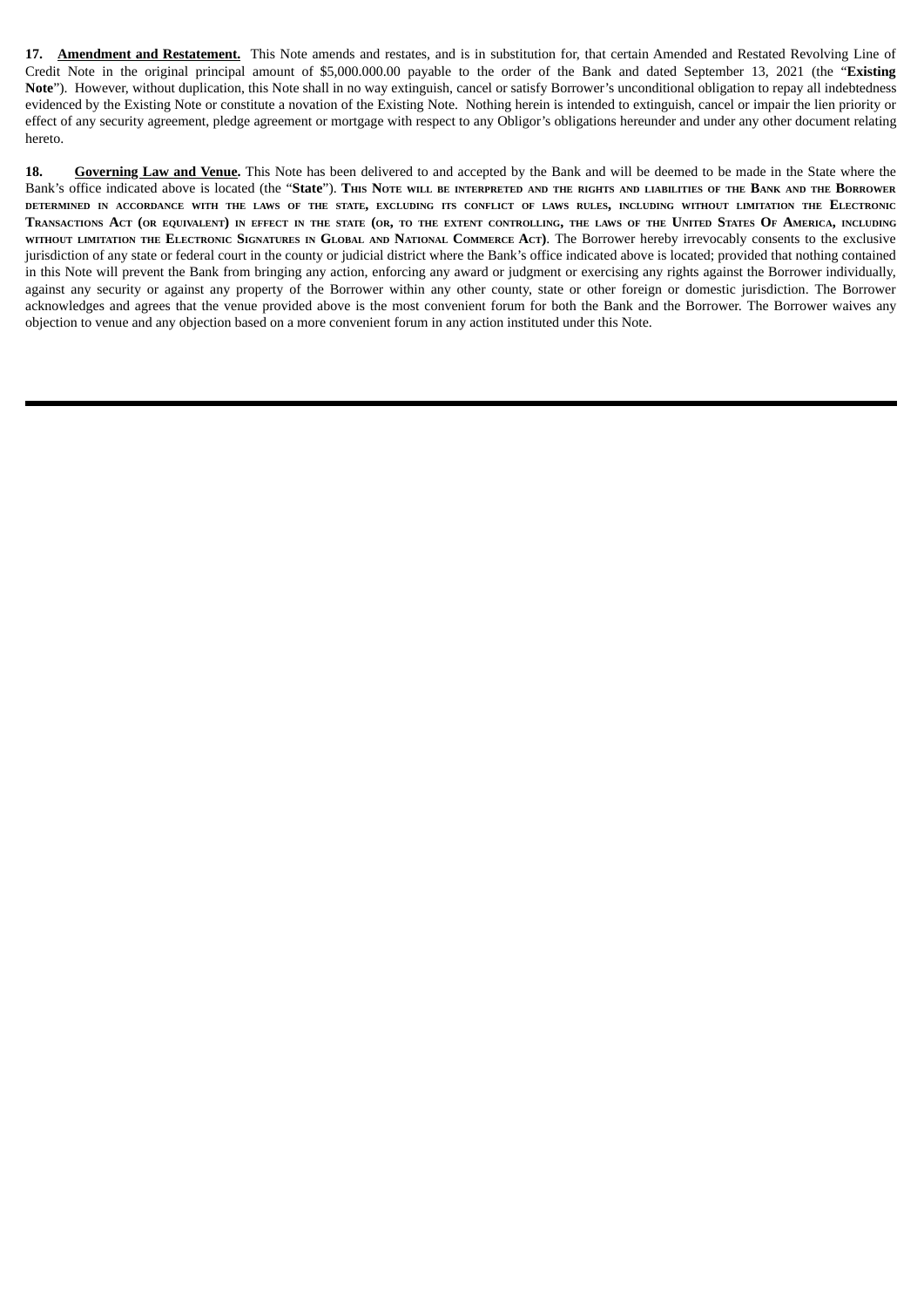**17. <u>Amendment and Restatement.</u>** This Note amends and restates, and is in substitution for, that certain Amended and Restated Revolving Line of Credit Note in the original principal amount of $5,000.000.00 payable to the order of the Bank and dated September 13, 2021 (the "**Existing Note**"). However, without duplication, this Note shall in no way extinguish, cancel or satisfy Borrower's unconditional obligation to repay all indebtedness evidenced by the Existing Note or constitute a novation of the Existing Note. Nothing herein is intended to extinguish, cancel or impair the lien priority or effect of any security agreement, pledge agreement or mortgage with respect to any Obligor's obligations hereunder and under any other document relating hereto.

**18. <u>Governing Law and Venue.</u>** This Note has been delivered to and accepted by the Bank and will be deemed to be made in the State where the Bank's office indicated above is located (the "**State**"). **THIS NOTE WILL BE INTERPRETED AND THE RIGHTS AND LIABILITIES OF THE BANK AND THE BORROWER DETERMINED IN ACCORDANCE WITH THE LAWS OF THE STATE, EXCLUDING ITS CONFLICT OF LAWS RULES, INCLUDING WITHOUT LIMITATION THE ELECTRONIC TRANSACTIONS ACT (OR EQUIVALENT) IN EFFECT IN THE STATE (OR, TO THE EXTENT CONTROLLING, THE LAWS OF THE UNITED STATES OF AMERICA, INCLUDING WITHOUT LIMITATION THE ELECTRONIC SIGNATURES IN GLOBAL AND NATIONAL COMMERCE ACT)**. The Borrower hereby irrevocably consents to the exclusive jurisdiction of any state or federal court in the county or judicial district where the Bank's office indicated above is located; provided that nothing contained in this Note will prevent the Bank from bringing any action, enforcing any award or judgment or exercising any rights against the Borrower individually, against any security or against any property of the Borrower within any other county, state or other foreign or domestic jurisdiction. The Borrower acknowledges and agrees that the venue provided above is the most convenient forum for both the Bank and the Borrower. The Borrower waives any objection to venue and any objection based on a more convenient forum in any action instituted under this Note.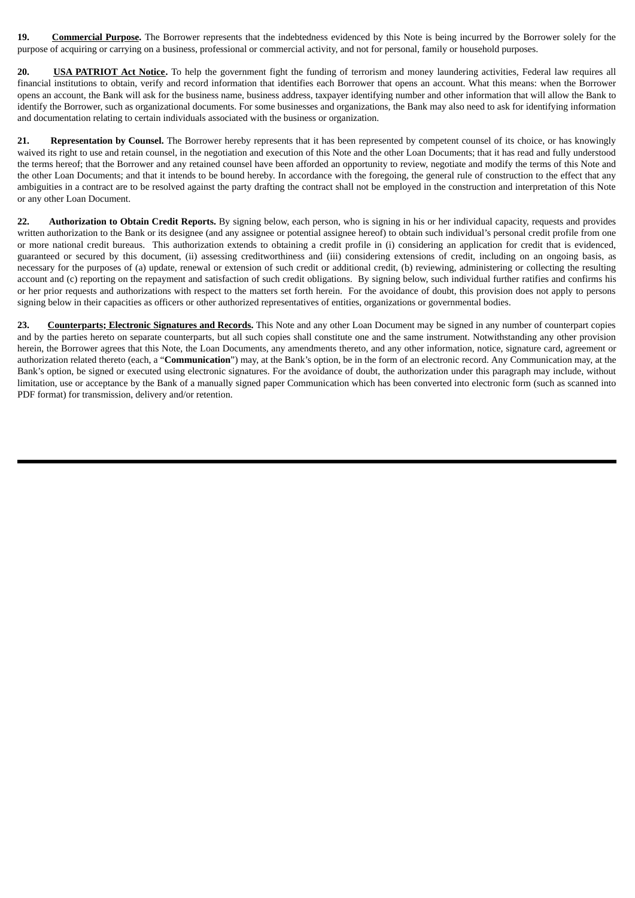**19. <u>Commercial Purpose</u>.** The Borrower represents that the indebtedness evidenced by this Note is being incurred by the Borrower solely for the purpose of acquiring or carrying on a business, professional or commercial activity, and not for personal, family or household purposes.

**20. <u>USA PATRIOT Act Notice</u>.** To help the government fight the funding of terrorism and money laundering activities, Federal law requires all financial institutions to obtain, verify and record information that identifies each Borrower that opens an account. What this means: when the Borrower opens an account, the Bank will ask for the business name, business address, taxpayer identifying number and other information that will allow the Bank to identify the Borrower, such as organizational documents. For some businesses and organizations, the Bank may also need to ask for identifying information and documentation relating to certain individuals associated with the business or organization.

**21. Representation by Counsel.** The Borrower hereby represents that it has been represented by competent counsel of its choice, or has knowingly waived its right to use and retain counsel, in the negotiation and execution of this Note and the other Loan Documents; that it has read and fully understood the terms hereof; that the Borrower and any retained counsel have been afforded an opportunity to review, negotiate and modify the terms of this Note and the other Loan Documents; and that it intends to be bound hereby. In accordance with the foregoing, the general rule of construction to the effect that any ambiguities in a contract are to be resolved against the party drafting the contract shall not be employed in the construction and interpretation of this Note or any other Loan Document.

**22. Authorization to Obtain Credit Reports.** By signing below, each person, who is signing in his or her individual capacity, requests and provides written authorization to the Bank or its designee (and any assignee or potential assignee hereof) to obtain such individual's personal credit profile from one or more national credit bureaus. This authorization extends to obtaining a credit profile in (i) considering an application for credit that is evidenced, guaranteed or secured by this document, (ii) assessing creditworthiness and (iii) considering extensions of credit, including on an ongoing basis, as necessary for the purposes of (a) update, renewal or extension of such credit or additional credit, (b) reviewing, administering or collecting the resulting account and (c) reporting on the repayment and satisfaction of such credit obligations. By signing below, such individual further ratifies and confirms his or her prior requests and authorizations with respect to the matters set forth herein. For the avoidance of doubt, this provision does not apply to persons signing below in their capacities as officers or other authorized representatives of entities, organizations or governmental bodies.

**23. <u>Counterparts; Electronic Signatures and Records</u>.** This Note and any other Loan Document may be signed in any number of counterpart copies and by the parties hereto on separate counterparts, but all such copies shall constitute one and the same instrument. Notwithstanding any other provision herein, the Borrower agrees that this Note, the Loan Documents, any amendments thereto, and any other information, notice, signature card, agreement or authorization related thereto (each, a "**Communication**") may, at the Bank's option, be in the form of an electronic record. Any Communication may, at the Bank's option, be signed or executed using electronic signatures. For the avoidance of doubt, the authorization under this paragraph may include, without limitation, use or acceptance by the Bank of a manually signed paper Communication which has been converted into electronic form (such as scanned into PDF format) for transmission, delivery and/or retention.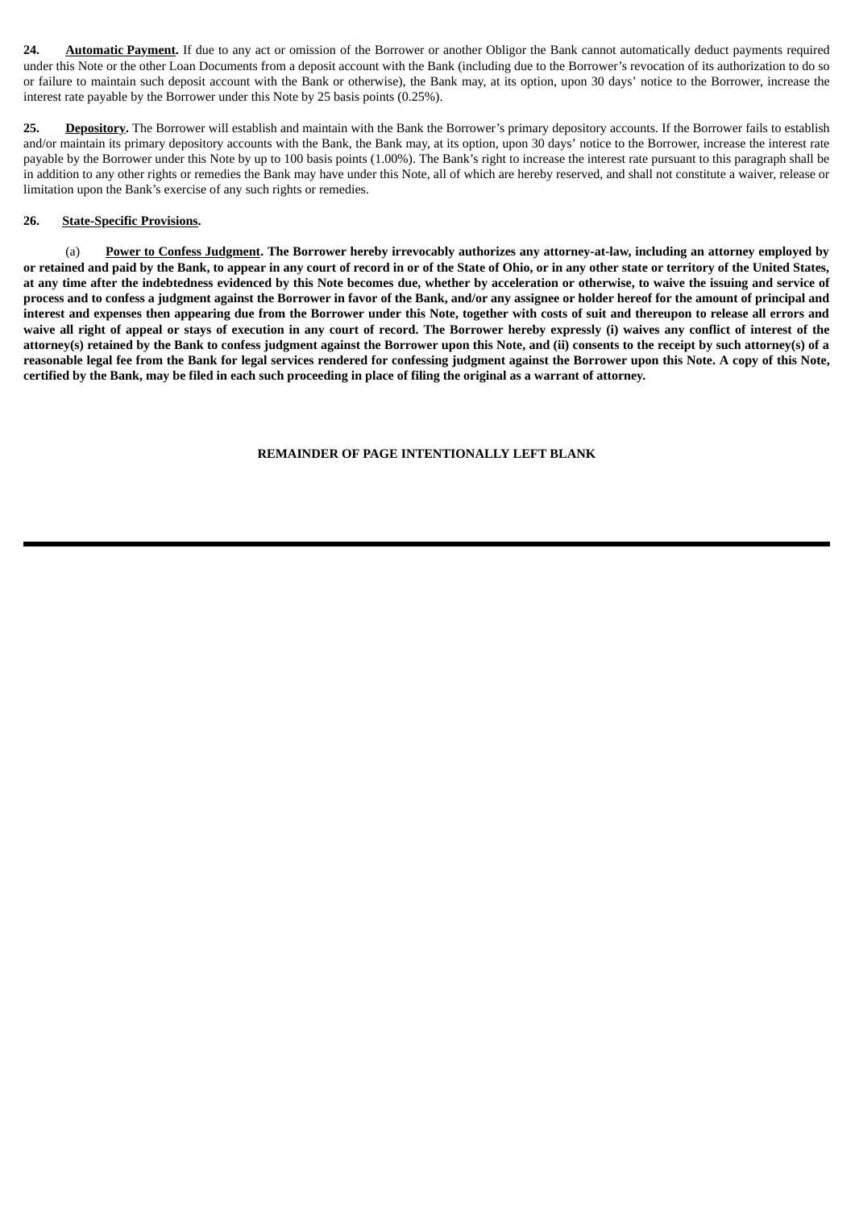**24. Automatic Payment.** If due to any act or omission of the Borrower or another Obligor the Bank cannot automatically deduct payments required under this Note or the other Loan Documents from a deposit account with the Bank (including due to the Borrower's revocation of its authorization to do so or failure to maintain such deposit account with the Bank or otherwise), the Bank may, at its option, upon 30 days' notice to the Borrower, increase the interest rate payable by the Borrower under this Note by 25 basis points (0.25%).

**25. Depository.** The Borrower will establish and maintain with the Bank the Borrower's primary depository accounts. If the Borrower fails to establish and/or maintain its primary depository accounts with the Bank, the Bank may, at its option, upon 30 days' notice to the Borrower, increase the interest rate payable by the Borrower under this Note by up to 100 basis points (1.00%). The Bank's right to increase the interest rate pursuant to this paragraph shall be in addition to any other rights or remedies the Bank may have under this Note, all of which are hereby reserved, and shall not constitute a waiver, release or limitation upon the Bank's exercise of any such rights or remedies.

**26. State-Specific Provisions.**

(a) **Power to Confess Judgment. The Borrower hereby irrevocably authorizes any attorney-at-law, including an attorney employed by or retained and paid by the Bank, to appear in any court of record in or of the State of Ohio, or in any other state or territory of the United States, at any time after the indebtedness evidenced by this Note becomes due, whether by acceleration or otherwise, to waive the issuing and service of process and to confess a judgment against the Borrower in favor of the Bank, and/or any assignee or holder hereof for the amount of principal and interest and expenses then appearing due from the Borrower under this Note, together with costs of suit and thereupon to release all errors and waive all right of appeal or stays of execution in any court of record. The Borrower hereby expressly (i) waives any conflict of interest of the attorney(s) retained by the Bank to confess judgment against the Borrower upon this Note, and (ii) consents to the receipt by such attorney(s) of a reasonable legal fee from the Bank for legal services rendered for confessing judgment against the Borrower upon this Note. A copy of this Note, certified by the Bank, may be filed in each such proceeding in place of filing the original as a warrant of attorney.**

**REMAINDER OF PAGE INTENTIONALLY LEFT BLANK**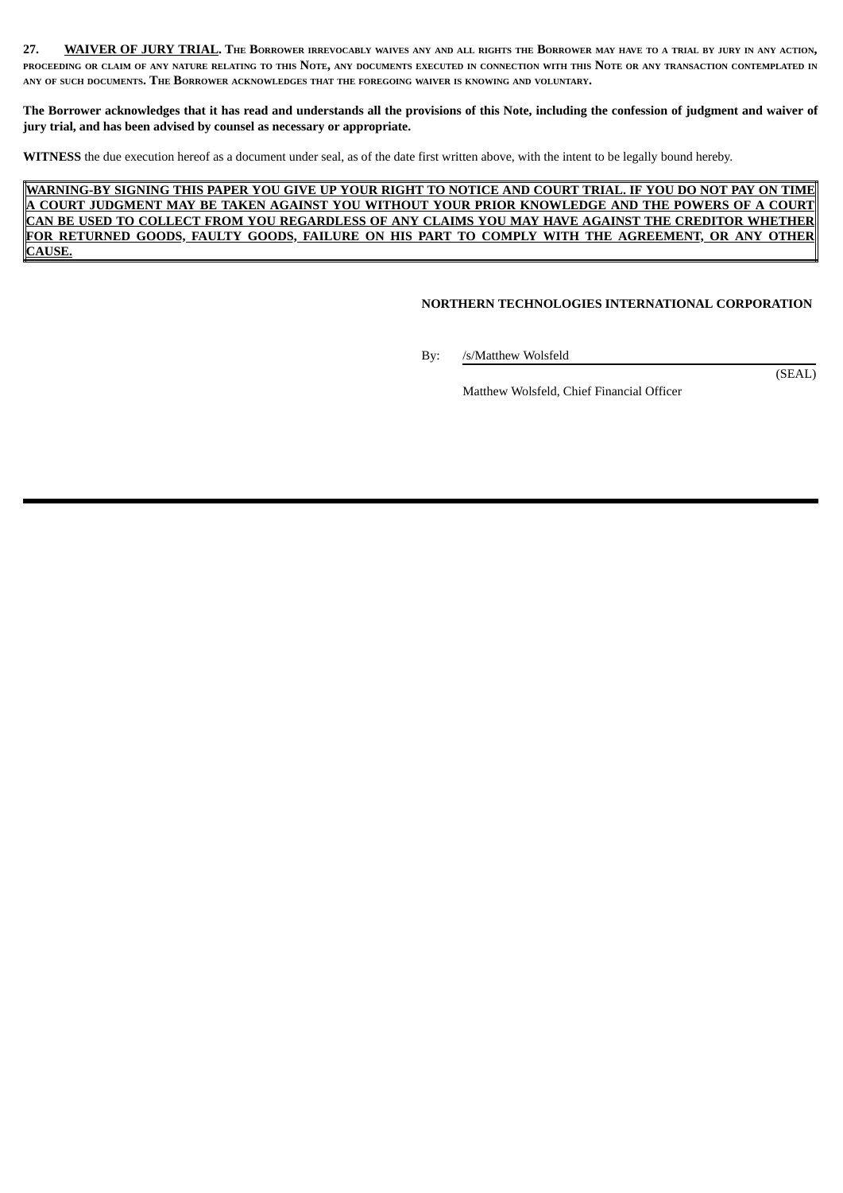**27. <u>WAIVER OF JURY TRIAL</u>. THE BORROWER IRREVOCABLY WAIVES ANY AND ALL RIGHTS THE BORROWER MAY HAVE TO A TRIAL BY JURY IN ANY ACTION, PROCEEDING OR CLAIM OF ANY NATURE RELATING TO THIS NOTE, ANY DOCUMENTS EXECUTED IN CONNECTION WITH THIS NOTE OR ANY TRANSACTION CONTEMPLATED IN ANY OF SUCH DOCUMENTS. THE BORROWER ACKNOWLEDGES THAT THE FOREGOING WAIVER IS KNOWING AND VOLUNTARY.**

**The Borrower acknowledges that it has read and understands all the provisions of this Note, including the confession of judgment and waiver of jury trial, and has been advised by counsel as necessary or appropriate.**

**WITNESS** the due execution hereof as a document under seal, as of the date first written above, with the intent to be legally bound hereby.

**<u>WARNING-BY SIGNING THIS PAPER YOU GIVE UP YOUR RIGHT TO NOTICE AND COURT TRIAL. IF YOU DO NOT PAY ON TIME A COURT JUDGMENT MAY BE TAKEN AGAINST YOU WITHOUT YOUR PRIOR KNOWLEDGE AND THE POWERS OF A COURT CAN BE USED TO COLLECT FROM YOU REGARDLESS OF ANY CLAIMS YOU MAY HAVE AGAINST THE CREDITOR WHETHER FOR RETURNED GOODS, FAULTY GOODS, FAILURE ON HIS PART TO COMPLY WITH THE AGREEMENT, OR ANY OTHER CAUSE.</u>**

**NORTHERN TECHNOLOGIES INTERNATIONAL CORPORATION**

By: /s/Matthew Wolsfeld (SEAL)

Matthew Wolsfeld, Chief Financial Officer